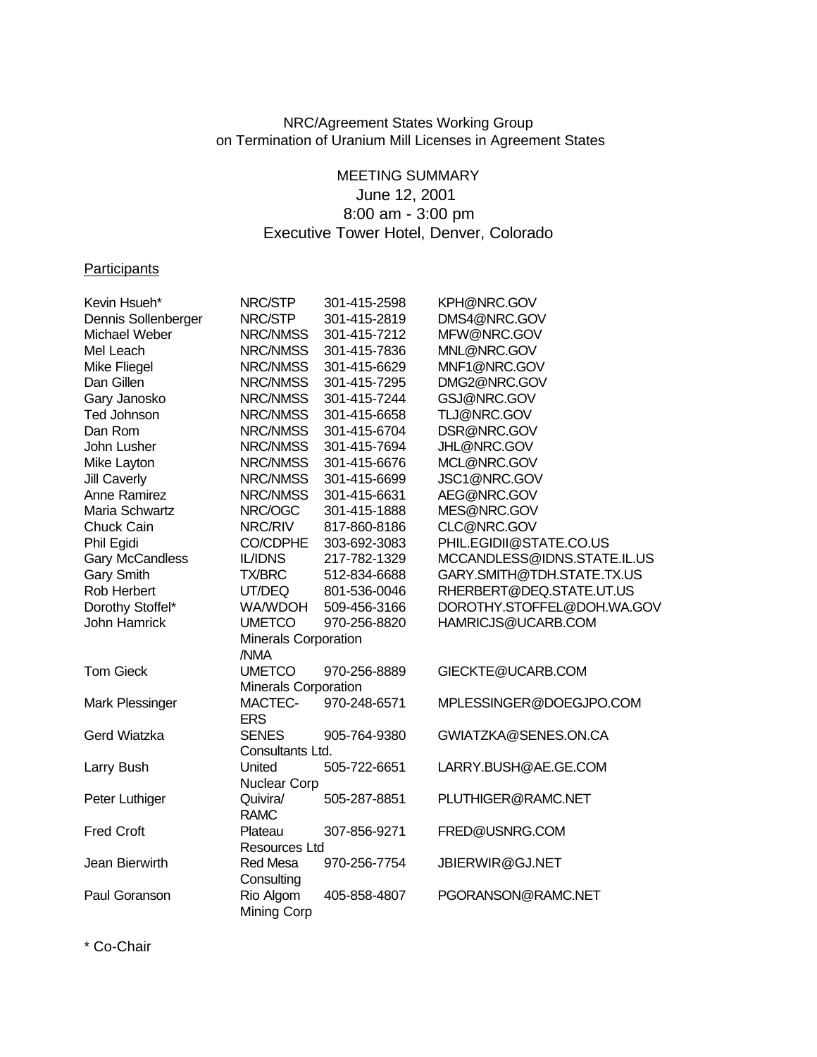NRC/Agreement States Working Group
on Termination of Uranium Mill Licenses in Agreement States

MEETING SUMMARY
June 12, 2001
8:00 am - 3:00 pm
Executive Tower Hotel, Denver, Colorado

## Participants

| Name | Organization | Phone | Email |
|---|---|---|---|
| Kevin Hsueh* | NRC/STP | 301-415-2598 | KPH@NRC.GOV |
| Dennis Sollenberger | NRC/STP | 301-415-2819 | DMS4@NRC.GOV |
| Michael Weber | NRC/NMSS | 301-415-7212 | MFW@NRC.GOV |
| Mel Leach | NRC/NMSS | 301-415-7836 | MNL@NRC.GOV |
| Mike Fliegel | NRC/NMSS | 301-415-6629 | MNF1@NRC.GOV |
| Dan Gillen | NRC/NMSS | 301-415-7295 | DMG2@NRC.GOV |
| Gary Janosko | NRC/NMSS | 301-415-7244 | GSJ@NRC.GOV |
| Ted Johnson | NRC/NMSS | 301-415-6658 | TLJ@NRC.GOV |
| Dan Rom | NRC/NMSS | 301-415-6704 | DSR@NRC.GOV |
| John Lusher | NRC/NMSS | 301-415-7694 | JHL@NRC.GOV |
| Mike Layton | NRC/NMSS | 301-415-6676 | MCL@NRC.GOV |
| Jill Caverly | NRC/NMSS | 301-415-6699 | JSC1@NRC.GOV |
| Anne Ramirez | NRC/NMSS | 301-415-6631 | AEG@NRC.GOV |
| Maria Schwartz | NRC/OGC | 301-415-1888 | MES@NRC.GOV |
| Chuck Cain | NRC/RIV | 817-860-8186 | CLC@NRC.GOV |
| Phil Egidi | CO/CDPHE | 303-692-3083 | PHIL.EGIDII@STATE.CO.US |
| Gary McCandless | IL/IDNS | 217-782-1329 | MCCANDLESS@IDNS.STATE.IL.US |
| Gary Smith | TX/BRC | 512-834-6688 | GARY.SMITH@TDH.STATE.TX.US |
| Rob Herbert | UT/DEQ | 801-536-0046 | RHERBERT@DEQ.STATE.UT.US |
| Dorothy Stoffel* | WA/WDOH | 509-456-3166 | DOROTHY.STOFFEL@DOH.WA.GOV |
| John Hamrick | UMETCO Minerals Corporation /NMA | 970-256-8820 | HAMRICJS@UCARB.COM |
| Tom Gieck | UMETCO Minerals Corporation | 970-256-8889 | GIECKTE@UCARB.COM |
| Mark Plessinger | MACTEC-ERS | 970-248-6571 | MPLESSINGER@DOEGJPO.COM |
| Gerd Wiatzka | SENES Consultants Ltd. | 905-764-9380 | GWIATZKA@SENES.ON.CA |
| Larry Bush | United Nuclear Corp | 505-722-6651 | LARRY.BUSH@AE.GE.COM |
| Peter Luthiger | Quivira/ RAMC | 505-287-8851 | PLUTHIGER@RAMC.NET |
| Fred Croft | Plateau Resources Ltd | 307-856-9271 | FRED@USNRG.COM |
| Jean Bierwirth | Red Mesa Consulting | 970-256-7754 | JBIERWIR@GJ.NET |
| Paul Goranson | Rio Algom Mining Corp | 405-858-4807 | PGORANSON@RAMC.NET |

\* Co-Chair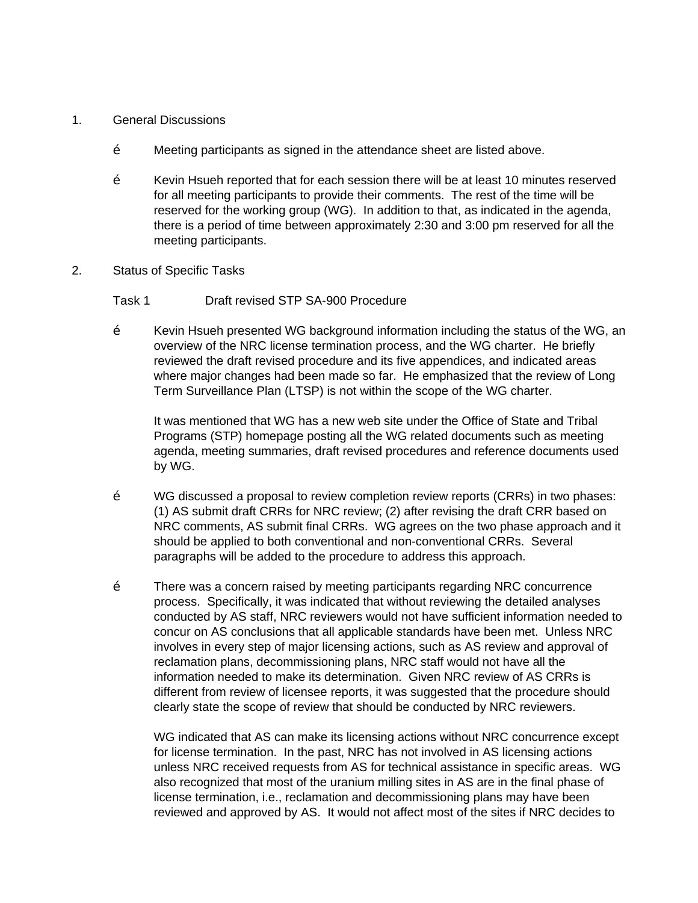1. General Discussions

   - Meeting participants as signed in the attendance sheet are listed above.

   - Kevin Hsueh reported that for each session there will be at least 10 minutes reserved for all meeting participants to provide their comments. The rest of the time will be reserved for the working group (WG). In addition to that, as indicated in the agenda, there is a period of time between approximately 2:30 and 3:00 pm reserved for all the meeting participants.

2. Status of Specific Tasks

   Task 1 Draft revised STP SA-900 Procedure

   - Kevin Hsueh presented WG background information including the status of the WG, an overview of the NRC license termination process, and the WG charter. He briefly reviewed the draft revised procedure and its five appendices, and indicated areas where major changes had been made so far. He emphasized that the review of Long Term Surveillance Plan (LTSP) is not within the scope of the WG charter.

     It was mentioned that WG has a new web site under the Office of State and Tribal Programs (STP) homepage posting all the WG related documents such as meeting agenda, meeting summaries, draft revised procedures and reference documents used by WG.

   - WG discussed a proposal to review completion review reports (CRRs) in two phases: (1) AS submit draft CRRs for NRC review; (2) after revising the draft CRR based on NRC comments, AS submit final CRRs. WG agrees on the two phase approach and it should be applied to both conventional and non-conventional CRRs. Several paragraphs will be added to the procedure to address this approach.

   - There was a concern raised by meeting participants regarding NRC concurrence process. Specifically, it was indicated that without reviewing the detailed analyses conducted by AS staff, NRC reviewers would not have sufficient information needed to concur on AS conclusions that all applicable standards have been met. Unless NRC involves in every step of major licensing actions, such as AS review and approval of reclamation plans, decommissioning plans, NRC staff would not have all the information needed to make its determination. Given NRC review of AS CRRs is different from review of licensee reports, it was suggested that the procedure should clearly state the scope of review that should be conducted by NRC reviewers.

     WG indicated that AS can make its licensing actions without NRC concurrence except for license termination. In the past, NRC has not involved in AS licensing actions unless NRC received requests from AS for technical assistance in specific areas. WG also recognized that most of the uranium milling sites in AS are in the final phase of license termination, i.e., reclamation and decommissioning plans may have been reviewed and approved by AS. It would not affect most of the sites if NRC decides to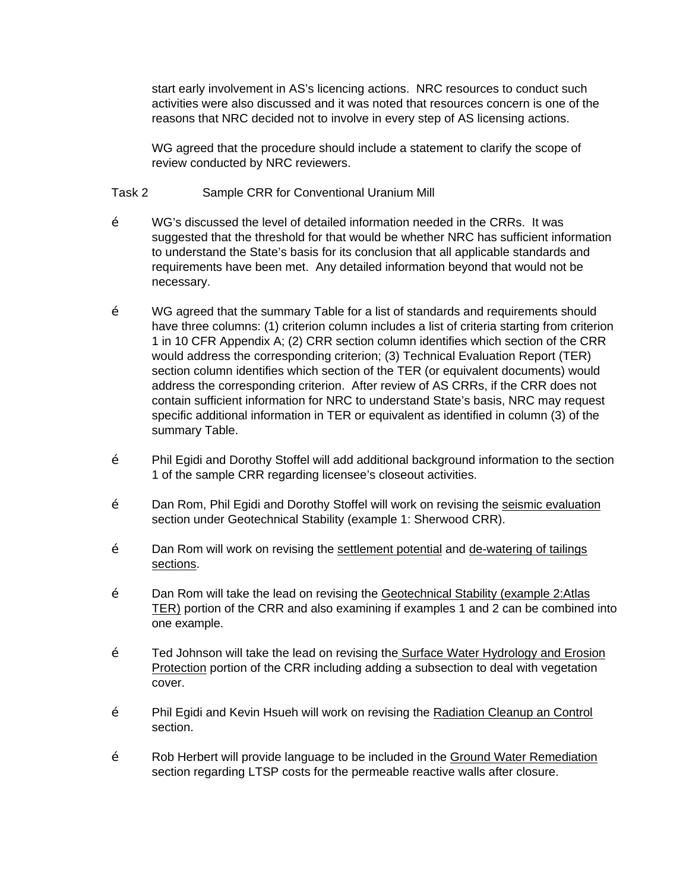start early involvement in AS's licencing actions. NRC resources to conduct such activities were also discussed and it was noted that resources concern is one of the reasons that NRC decided not to involve in every step of AS licensing actions.

WG agreed that the procedure should include a statement to clarify the scope of review conducted by NRC reviewers.

Task 2 Sample CRR for Conventional Uranium Mill

- WG's discussed the level of detailed information needed in the CRRs. It was suggested that the threshold for that would be whether NRC has sufficient information to understand the State's basis for its conclusion that all applicable standards and requirements have been met. Any detailed information beyond that would not be necessary.

- WG agreed that the summary Table for a list of standards and requirements should have three columns: (1) criterion column includes a list of criteria starting from criterion 1 in 10 CFR Appendix A; (2) CRR section column identifies which section of the CRR would address the corresponding criterion; (3) Technical Evaluation Report (TER) section column identifies which section of the TER (or equivalent documents) would address the corresponding criterion. After review of AS CRRs, if the CRR does not contain sufficient information for NRC to understand State's basis, NRC may request specific additional information in TER or equivalent as identified in column (3) of the summary Table.

- Phil Egidi and Dorothy Stoffel will add additional background information to the section 1 of the sample CRR regarding licensee's closeout activities.

- Dan Rom, Phil Egidi and Dorothy Stoffel will work on revising the seismic evaluation section under Geotechnical Stability (example 1: Sherwood CRR).

- Dan Rom will work on revising the settlement potential and de-watering of tailings sections.

- Dan Rom will take the lead on revising the Geotechnical Stability (example 2:Atlas TER) portion of the CRR and also examining if examples 1 and 2 can be combined into one example.

- Ted Johnson will take the lead on revising the Surface Water Hydrology and Erosion Protection portion of the CRR including adding a subsection to deal with vegetation cover.

- Phil Egidi and Kevin Hsueh will work on revising the Radiation Cleanup an Control section.

- Rob Herbert will provide language to be included in the Ground Water Remediation section regarding LTSP costs for the permeable reactive walls after closure.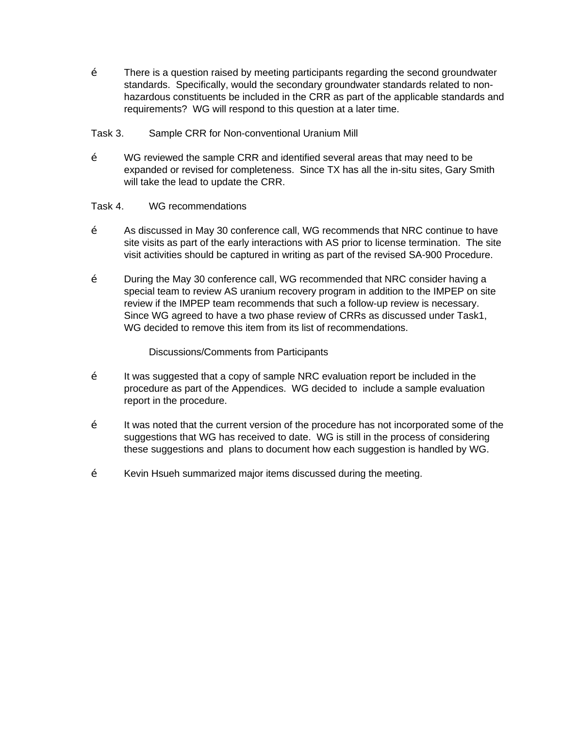- There is a question raised by meeting participants regarding the second groundwater standards. Specifically, would the secondary groundwater standards related to non-hazardous constituents be included in the CRR as part of the applicable standards and requirements? WG will respond to this question at a later time.

Task 3. Sample CRR for Non-conventional Uranium Mill

- WG reviewed the sample CRR and identified several areas that may need to be expanded or revised for completeness. Since TX has all the in-situ sites, Gary Smith will take the lead to update the CRR.

Task 4. WG recommendations

- As discussed in May 30 conference call, WG recommends that NRC continue to have site visits as part of the early interactions with AS prior to license termination. The site visit activities should be captured in writing as part of the revised SA-900 Procedure.

- During the May 30 conference call, WG recommended that NRC consider having a special team to review AS uranium recovery program in addition to the IMPEP on site review if the IMPEP team recommends that such a follow-up review is necessary. Since WG agreed to have a two phase review of CRRs as discussed under Task1, WG decided to remove this item from its list of recommendations.

Discussions/Comments from Participants

- It was suggested that a copy of sample NRC evaluation report be included in the procedure as part of the Appendices. WG decided to include a sample evaluation report in the procedure.

- It was noted that the current version of the procedure has not incorporated some of the suggestions that WG has received to date. WG is still in the process of considering these suggestions and plans to document how each suggestion is handled by WG.

- Kevin Hsueh summarized major items discussed during the meeting.